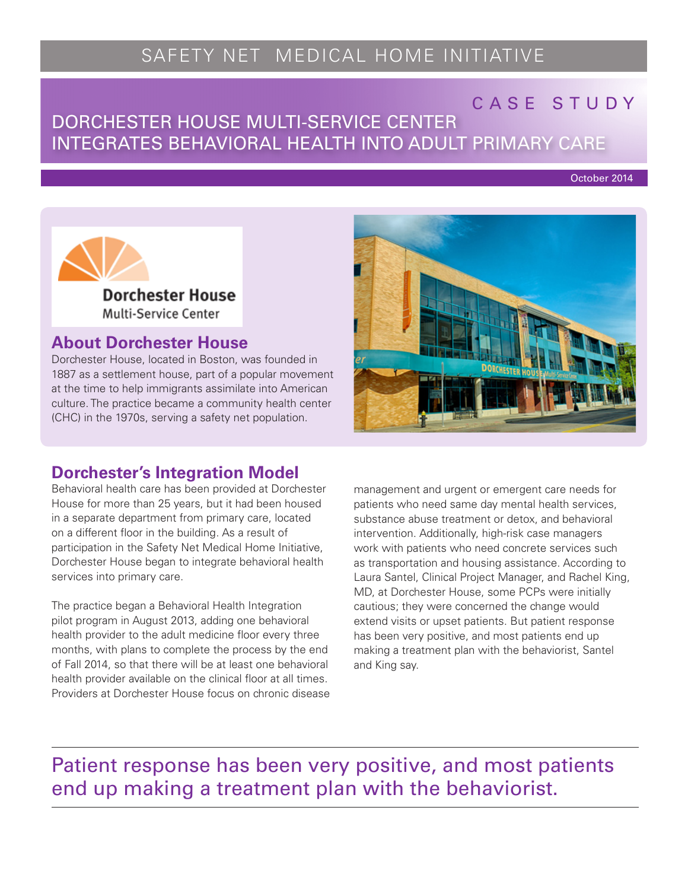SAFETY NET MEDICAL HOME INITIATIVE

CASE STUDY

# DORCHESTER HOUSE MULTI-SERVICE CENTER INTEGRATES BEHAVIORAL HEALTH INTO ADULT PRIMARY CARE

October 2014

## About Dorchester House

Dorchester House, located in Boston, was founded in 1887 as a settlement house, part of a popular movement at the time to help immigrants assimilate into American culture. The practice became a community health center (CHC) in the 1970s, serving a safety net population.

## Dorchester's Integration Model

Behavioral health care has been provided at Dorchester House for more than 25 years, but it had been housed in a separate department from primary care, located on a different floor in the building. As a result of participation in the Safety Net Medical Home Initiative, Dorchester House began to integrate behavioral health services into primary care.

The practice began a Behavioral Health Integration pilot program in August 2013, adding one behavioral health provider to the adult medicine floor every three months, with plans to complete the process by the end of Fall 2014, so that there will be at least one behavioral health provider available on the clinical floor at all times. Providers at Dorchester House focus on chronic disease management and urgent or emergent care needs for patients who need same day mental health services, substance abuse treatment or detox, and behavioral intervention. Additionally, high-risk case managers work with patients who need concrete services such as transportation and housing assistance. According to Laura Santel, Clinical Project Manager, and Rachel King, MD, at Dorchester House, some PCPs were initially cautious; they were concerned the change would extend visits or upset patients. But patient response has been very positive, and most patients end up making a treatment plan with the behaviorist, Santel and King say.

Patient response has been very positive, and most patients end up making a treatment plan with the behaviorist.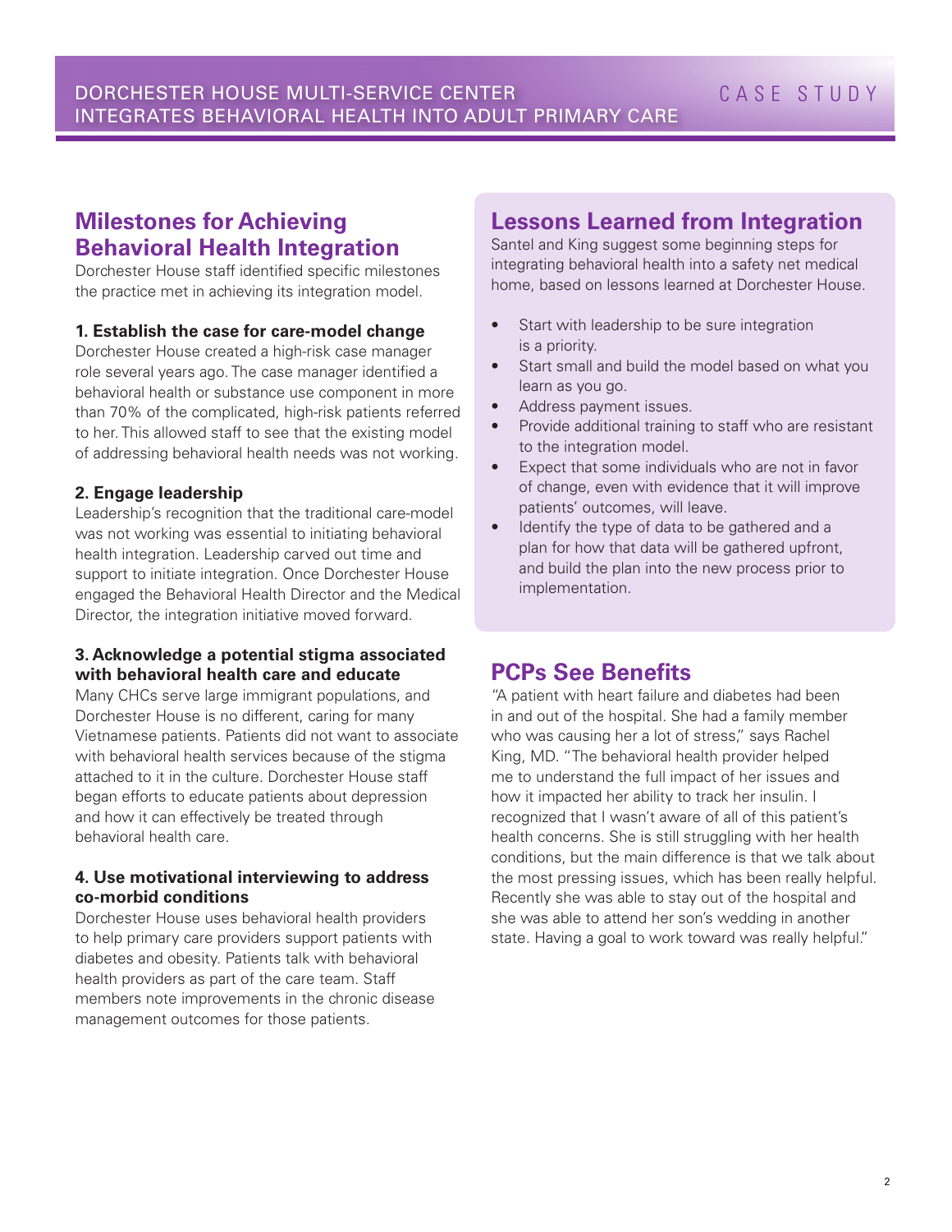## Milestones for Achieving Behavioral Health Integration

Dorchester House staff identified specific milestones the practice met in achieving its integration model.

### 1. Establish the case for care-model change

Dorchester House created a high-risk case manager role several years ago. The case manager identified a behavioral health or substance use component in more than 70% of the complicated, high-risk patients referred to her. This allowed staff to see that the existing model of addressing behavioral health needs was not working.

### 2. Engage leadership

Leadership's recognition that the traditional care-model was not working was essential to initiating behavioral health integration. Leadership carved out time and support to initiate integration. Once Dorchester House engaged the Behavioral Health Director and the Medical Director, the integration initiative moved forward.

### 3. Acknowledge a potential stigma associated with behavioral health care and educate

Many CHCs serve large immigrant populations, and Dorchester House is no different, caring for many Vietnamese patients. Patients did not want to associate with behavioral health services because of the stigma attached to it in the culture. Dorchester House staff began efforts to educate patients about depression and how it can effectively be treated through behavioral health care.

### 4. Use motivational interviewing to address co-morbid conditions

Dorchester House uses behavioral health providers to help primary care providers support patients with diabetes and obesity. Patients talk with behavioral health providers as part of the care team. Staff members note improvements in the chronic disease management outcomes for those patients.

## Lessons Learned from Integration

Santel and King suggest some beginning steps for integrating behavioral health into a safety net medical home, based on lessons learned at Dorchester House.

- Start with leadership to be sure integration is a priority.
- Start small and build the model based on what you learn as you go.
- Address payment issues.
- Provide additional training to staff who are resistant to the integration model.
- Expect that some individuals who are not in favor of change, even with evidence that it will improve patients' outcomes, will leave.
- Identify the type of data to be gathered and a plan for how that data will be gathered upfront, and build the plan into the new process prior to implementation.

## PCPs See Benefits

"A patient with heart failure and diabetes had been in and out of the hospital. She had a family member who was causing her a lot of stress," says Rachel King, MD. "The behavioral health provider helped me to understand the full impact of her issues and how it impacted her ability to track her insulin. I recognized that I wasn't aware of all of this patient's health concerns. She is still struggling with her health conditions, but the main difference is that we talk about the most pressing issues, which has been really helpful. Recently she was able to stay out of the hospital and she was able to attend her son's wedding in another state. Having a goal to work toward was really helpful."